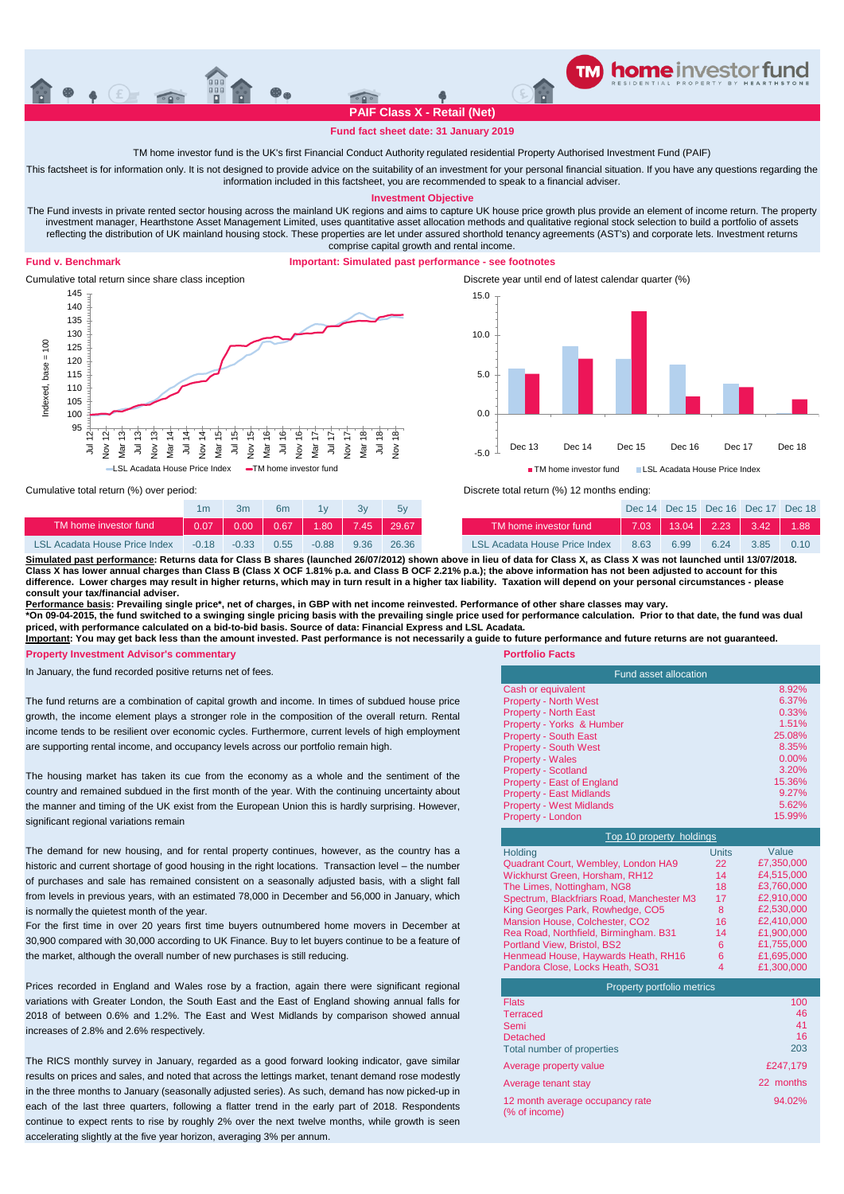# PAIF Class X - Retail (Net)

**Fund fact sheet date: 31 January 2019**

TM home investor fund is the UK's first Financial Conduct Authority regulated residential Property Authorised Investment Fund (PAIF)

This factsheet is for information only. It is not designed to provide advice on the suitability of an investment for your personal financial situation. If you have any questions regarding the information included in this factsheet, you are recommended to speak to a financial adviser.

## Investment Objective

The Fund invests in private rented sector housing across the mainland UK regions and aims to capture UK house price growth plus provide an element of income return. The property investment manager, Hearthstone Asset Management Limited, uses quantitative asset allocation methods and qualitative regional stock selection to build a portfolio of assets reflecting the distribution of UK mainland housing stock. These properties are let under assured shorthold tenancy agreements (AST's) and corporate lets. Investment returns comprise capital growth and rental income.

## Fund v. Benchmark

**Important: Simulated past performance - see footnotes**

Cumulative total return since share class inception

Discrete year until end of latest calendar quarter (%)

Cumulative total return (%) over period:

| | 1m | 3m | 6m | 1y | 3y | 5y |
|---|---|---|---|---|---|---|
| TM home investor fund | 0.07 | 0.00 | 0.67 | 1.80 | 7.45 | 29.67 |
| LSL Acadata House Price Index | -0.18 | -0.33 | 0.55 | -0.88 | 9.36 | 26.36 |

Discrete total return (%) 12 months ending:

| | Dec 14 | Dec 15 | Dec 16 | Dec 17 | Dec 18 |
|---|---|---|---|---|---|
| TM home investor fund | 7.03 | 13.04 | 2.23 | 3.42 | 1.88 |
| LSL Acadata House Price Index | 8.63 | 6.99 | 6.24 | 3.85 | 0.10 |

**Simulated past performance: Returns data for Class B shares (launched 26/07/2012) shown above in lieu of data for Class X, as Class X was not launched until 13/07/2018. Class X has lower annual charges than Class B (Class X OCF 1.81% p.a. and Class B OCF 2.21% p.a.); the above information has not been adjusted to account for this difference. Lower charges may result in higher returns, which may in turn result in a higher tax liability. Taxation will depend on your personal circumstances - please consult your tax/financial adviser.**

**Performance basis: Prevailing single price*, net of charges, in GBP with net income reinvested. Performance of other share classes may vary.**

**\*On 09-04-2015, the fund switched to a swinging single pricing basis with the prevailing single price used for performance calculation. Prior to that date, the fund was dual priced, with performance calculated on a bid-to-bid basis. Source of data: Financial Express and LSL Acadata.**

**Important: You may get back less than the amount invested. Past performance is not necessarily a guide to future performance and future returns are not guaranteed.**

## Property Investment Advisor's commentary

In January, the fund recorded positive returns net of fees.

The fund returns are a combination of capital growth and income. In times of subdued house price growth, the income element plays a stronger role in the composition of the overall return. Rental income tends to be resilient over economic cycles. Furthermore, current levels of high employment are supporting rental income, and occupancy levels across our portfolio remain high.

The housing market has taken its cue from the economy as a whole and the sentiment of the country and remained subdued in the first month of the year. With the continuing uncertainty about the manner and timing of the UK exist from the European Union this is hardly surprising. However, significant regional variations remain

The demand for new housing, and for rental property continues, however, as the country has a historic and current shortage of good housing in the right locations. Transaction level – the number of purchases and sale has remained consistent on a seasonally adjusted basis, with a slight fall from levels in previous years, with an estimated 78,000 in December and 56,000 in January, which is normally the quietest month of the year.

For the first time in over 20 years first time buyers outnumbered home movers in December at 30,900 compared with 30,000 according to UK Finance. Buy to let buyers continue to be a feature of the market, although the overall number of new purchases is still reducing.

Prices recorded in England and Wales rose by a fraction, again there were significant regional variations with Greater London, the South East and the East of England showing annual falls for 2018 of between 0.6% and 1.2%. The East and West Midlands by comparison showed annual increases of 2.8% and 2.6% respectively.

The RICS monthly survey in January, regarded as a good forward looking indicator, gave similar results on prices and sales, and noted that across the lettings market, tenant demand rose modestly in the three months to January (seasonally adjusted series). As such, demand has now picked-up in each of the last three quarters, following a flatter trend in the early part of 2018. Respondents continue to expect rents to rise by roughly 2% over the next twelve months, while growth is seen accelerating slightly at the five year horizon, averaging 3% per annum.

## Portfolio Facts

| Fund asset allocation | |
|---|---|
| Cash or equivalent | 8.92% |
| Property - North West | 6.37% |
| Property - North East | 0.33% |
| Property - Yorks & Humber | 1.51% |
| Property - South East | 25.08% |
| Property - South West | 8.35% |
| Property - Wales | 0.00% |
| Property - Scotland | 3.20% |
| Property - East of England | 15.36% |
| Property - East Midlands | 9.27% |
| Property - West Midlands | 5.62% |
| Property - London | 15.99% |

**Top 10 property holdings**

| Holding | Units | Value |
|---|---|---|
| Quadrant Court, Wembley, London HA9 | 22 | £7,350,000 |
| Wickhurst Green, Horsham, RH12 | 14 | £4,515,000 |
| The Limes, Nottingham, NG8 | 18 | £3,760,000 |
| Spectrum, Blackfriars Road, Manchester M3 | 17 | £2,910,000 |
| King Georges Park, Rowhedge, CO5 | 8 | £2,530,000 |
| Mansion House, Colchester, CO2 | 16 | £2,410,000 |
| Rea Road, Northfield, Birmingham. B31 | 14 | £1,900,000 |
| Portland View, Bristol, BS2 | 6 | £1,755,000 |
| Henmead House, Haywards Heath, RH16 | 6 | £1,695,000 |
| Pandora Close, Locks Heath, SO31 | 4 | £1,300,000 |

| Property portfolio metrics | |
|---|---|
| Flats | 100 |
| Terraced | 46 |
| Semi | 41 |
| Detached | 16 |
| Total number of properties | 203 |
| Average property value | £247,179 |
| Average tenant stay | 22 months |
| 12 month average occupancy rate (% of income) | 94.02% |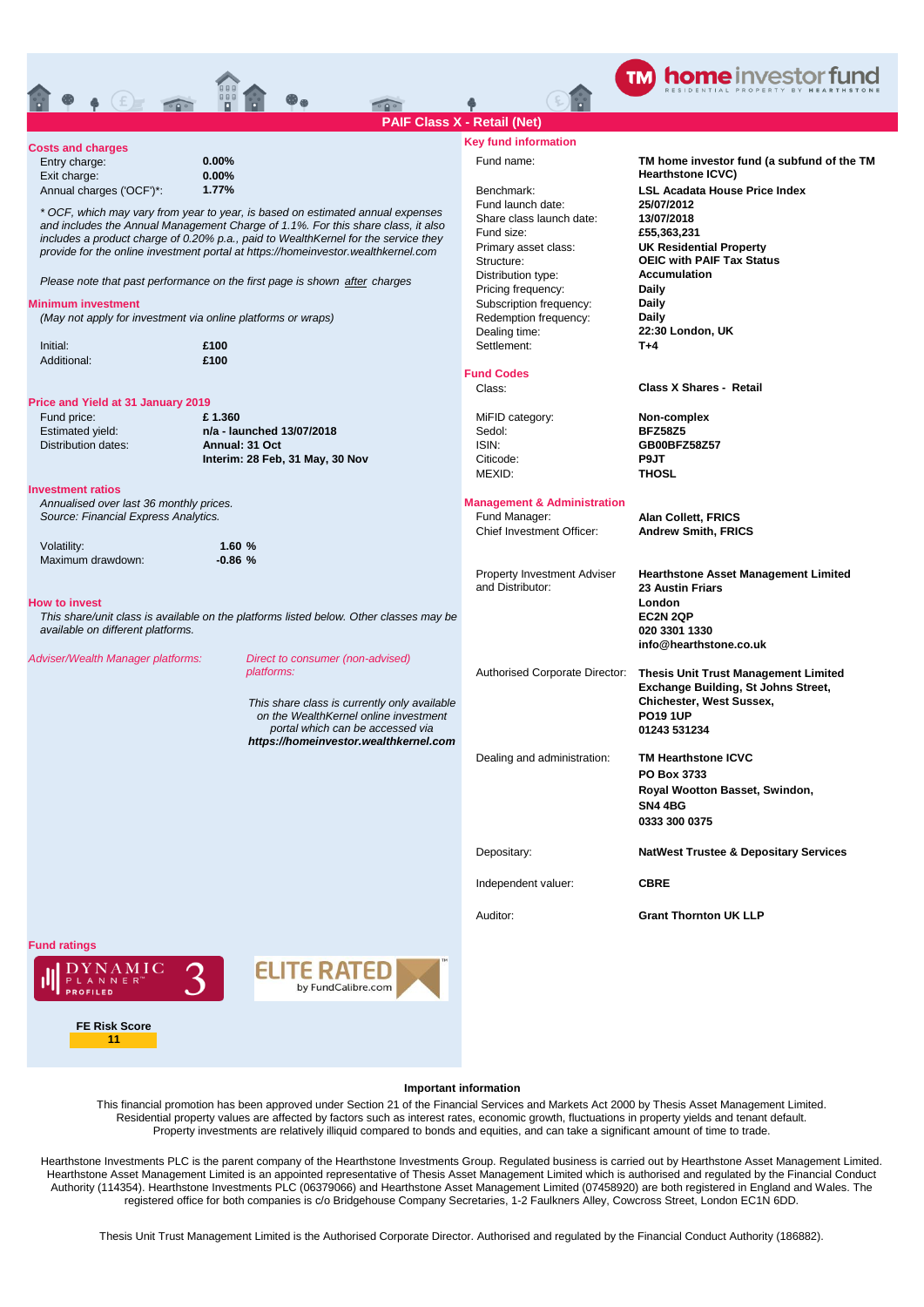TM home investor fund
RESIDENTIAL PROPERTY BY HEARTHSTONE

## PAIF Class X - Retail (Net)

### Costs and charges

| | |
|---|---|
| Entry charge: | **0.00%** |
| Exit charge: | **0.00%** |
| Annual charges ('OCF')*: | **1.77%** |

*\* OCF, which may vary from year to year, is based on estimated annual expenses and includes the Annual Management Charge of 1.1%. For this share class, it also includes a product charge of 0.20% p.a., paid to WealthKernel for the service they provide for the online investment portal at https://homeinvestor.wealthkernel.com*

*Please note that past performance on the first page is shown after charges*

### Minimum investment

*(May not apply for investment via online platforms or wraps)*

| | |
|---|---|
| Initial: | **£100** |
| Additional: | **£100** |

### Price and Yield at 31 January 2019

| | |
|---|---|
| Fund price: | **£ 1.360** |
| Estimated yield: | **n/a - launched 13/07/2018** |
| Distribution dates: | **Annual: 31 Oct** |
| | **Interim: 28 Feb, 31 May, 30 Nov** |

### Investment ratios

*Annualised over last 36 monthly prices.*
*Source: Financial Express Analytics.*

| | |
|---|---|
| Volatility: | **1.60 %** |
| Maximum drawdown: | **-0.86 %** |

### How to invest

*This share/unit class is available on the platforms listed below. Other classes may be available on different platforms.*

*Adviser/Wealth Manager platforms:*

*Direct to consumer (non-advised) platforms:*

*This share class is currently only available on the WealthKernel online investment portal which can be accessed via* ***https://homeinvestor.wealthkernel.com***

### Fund ratings

DYNAMIC PLANNER PROFILED 3

ELITE RATED by FundCalibre.com

**FE Risk Score**
**11**

### Key fund information

| | |
|---|---|
| Fund name: | **TM home investor fund (a subfund of the TM Hearthstone ICVC)** |
| Benchmark: | **LSL Acadata House Price Index** |
| Fund launch date: | **25/07/2012** |
| Share class launch date: | **13/07/2018** |
| Fund size: | **£55,363,231** |
| Primary asset class: | **UK Residential Property** |
| Structure: | **OEIC with PAIF Tax Status** |
| Distribution type: | **Accumulation** |
| Pricing frequency: | **Daily** |
| Subscription frequency: | **Daily** |
| Redemption frequency: | **Daily** |
| Dealing time: | **22:30 London, UK** |
| Settlement: | **T+4** |

### Fund Codes

| | |
|---|---|
| Class: | **Class X Shares - Retail** |
| MiFID category: | **Non-complex** |
| Sedol: | **BFZ58Z5** |
| ISIN: | **GB00BFZ58Z57** |
| Citicode: | **P9JT** |
| MEXID: | **THOSL** |

### Management & Administration

| | |
|---|---|
| Fund Manager: | **Alan Collett, FRICS** |
| Chief Investment Officer: | **Andrew Smith, FRICS** |
| Property Investment Adviser and Distributor: | **Hearthstone Asset Management Limited, 23 Austin Friars, London, EC2N 2QP, 020 3301 1330, info@hearthstone.co.uk** |
| Authorised Corporate Director: | **Thesis Unit Trust Management Limited, Exchange Building, St Johns Street, Chichester, West Sussex, PO19 1UP, 01243 531234** |
| Dealing and administration: | **TM Hearthstone ICVC, PO Box 3733, Royal Wootton Basset, Swindon, SN4 4BG, 0333 300 0375** |
| Depositary: | **NatWest Trustee & Depositary Services** |
| Independent valuer: | **CBRE** |
| Auditor: | **Grant Thornton UK LLP** |

### Important information

This financial promotion has been approved under Section 21 of the Financial Services and Markets Act 2000 by Thesis Asset Management Limited. Residential property values are affected by factors such as interest rates, economic growth, fluctuations in property yields and tenant default. Property investments are relatively illiquid compared to bonds and equities, and can take a significant amount of time to trade.

Hearthstone Investments PLC is the parent company of the Hearthstone Investments Group. Regulated business is carried out by Hearthstone Asset Management Limited. Hearthstone Asset Management Limited is an appointed representative of Thesis Asset Management Limited which is authorised and regulated by the Financial Conduct Authority (114354). Hearthstone Investments PLC (06379066) and Hearthstone Asset Management Limited (07458920) are both registered in England and Wales. The registered office for both companies is c/o Bridgehouse Company Secretaries, 1-2 Faulkners Alley, Cowcross Street, London EC1N 6DD.

Thesis Unit Trust Management Limited is the Authorised Corporate Director. Authorised and regulated by the Financial Conduct Authority (186882).